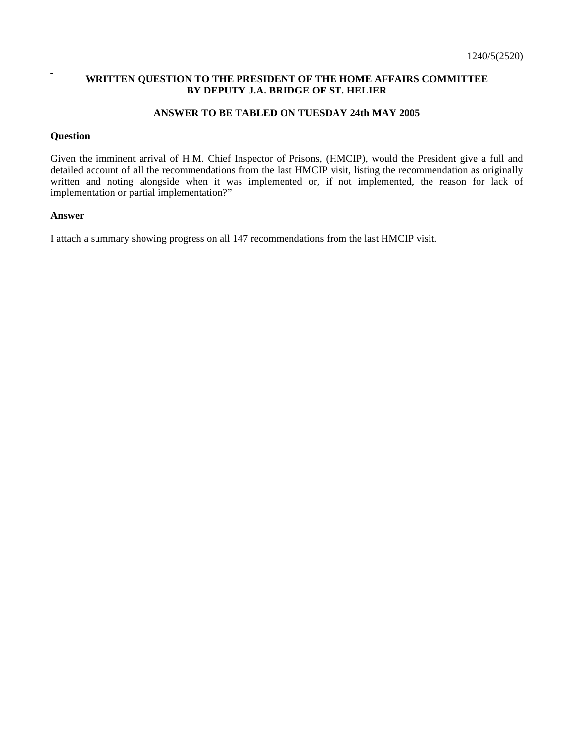1240/5(2520)

**WRITTEN QUESTION TO THE PRESIDENT OF THE HOME AFFAIRS COMMITTEE BY DEPUTY J.A. BRIDGE OF ST. HELIER**

**ANSWER TO BE TABLED ON TUESDAY 24th MAY 2005**

**Question**

Given the imminent arrival of H.M. Chief Inspector of Prisons, (HMCIP), would the President give a full and detailed account of all the recommendations from the last HMCIP visit, listing the recommendation as originally written and noting alongside when it was implemented or, if not implemented, the reason for lack of implementation or partial implementation?"

**Answer**

I attach a summary showing progress on all 147 recommendations from the last HMCIP visit.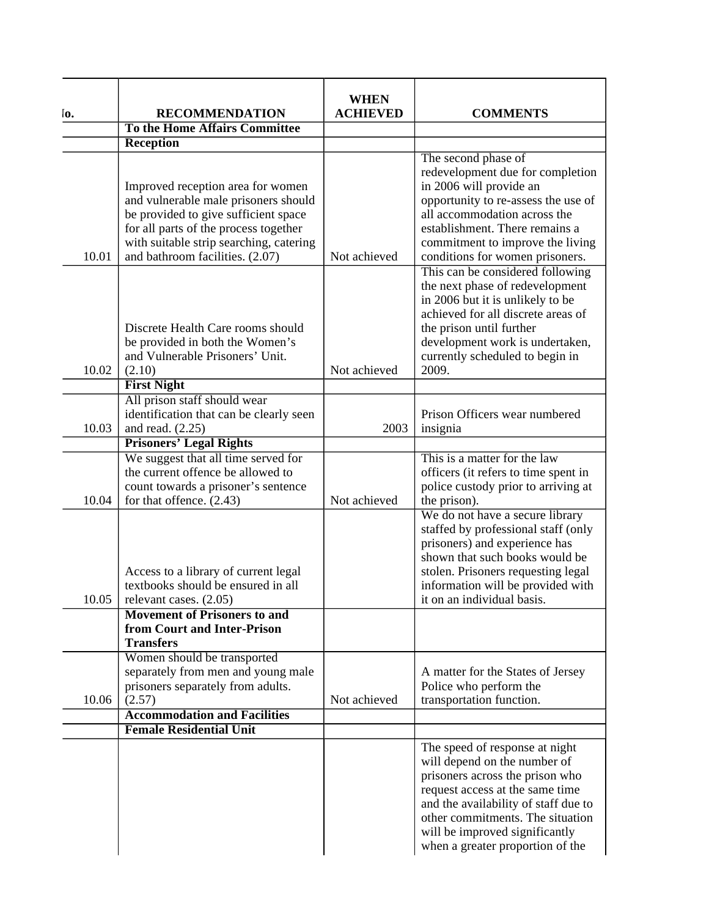| No. | RECOMMENDATION | WHEN ACHIEVED | COMMENTS |
|---|---|---|---|
| | **To the Home Affairs Committee** | | |
| | **Reception** | | |
| 10.01 | Improved reception area for women and vulnerable male prisoners should be provided to give sufficient space for all parts of the process together with suitable strip searching, catering and bathroom facilities. (2.07) | Not achieved | The second phase of redevelopment due for completion in 2006 will provide an opportunity to re-assess the use of all accommodation across the establishment. There remains a commitment to improve the living conditions for women prisoners. |
| 10.02 | Discrete Health Care rooms should be provided in both the Women's and Vulnerable Prisoners' Unit. (2.10) | Not achieved | This can be considered following the next phase of redevelopment in 2006 but it is unlikely to be achieved for all discrete areas of the prison until further development work is undertaken, currently scheduled to begin in 2009. |
| | **First Night** | | |
| 10.03 | All prison staff should wear identification that can be clearly seen and read. (2.25) | 2003 | Prison Officers wear numbered insignia |
| | **Prisoners' Legal Rights** | | |
| 10.04 | We suggest that all time served for the current offence be allowed to count towards a prisoner's sentence for that offence. (2.43) | Not achieved | This is a matter for the law officers (it refers to time spent in police custody prior to arriving at the prison). |
| 10.05 | Access to a library of current legal textbooks should be ensured in all relevant cases. (2.05) | | We do not have a secure library staffed by professional staff (only prisoners) and experience has shown that such books would be stolen. Prisoners requesting legal information will be provided with it on an individual basis. |
| | **Movement of Prisoners to and from Court and Inter-Prison Transfers** | | |
| 10.06 | Women should be transported separately from men and young male prisoners separately from adults. (2.57) | Not achieved | A matter for the States of Jersey Police who perform the transportation function. |
| | **Accommodation and Facilities** | | |
| | **Female Residential Unit** | | |
| | | | The speed of response at night will depend on the number of prisoners across the prison who request access at the same time and the availability of staff due to other commitments. The situation will be improved significantly when a greater proportion of the |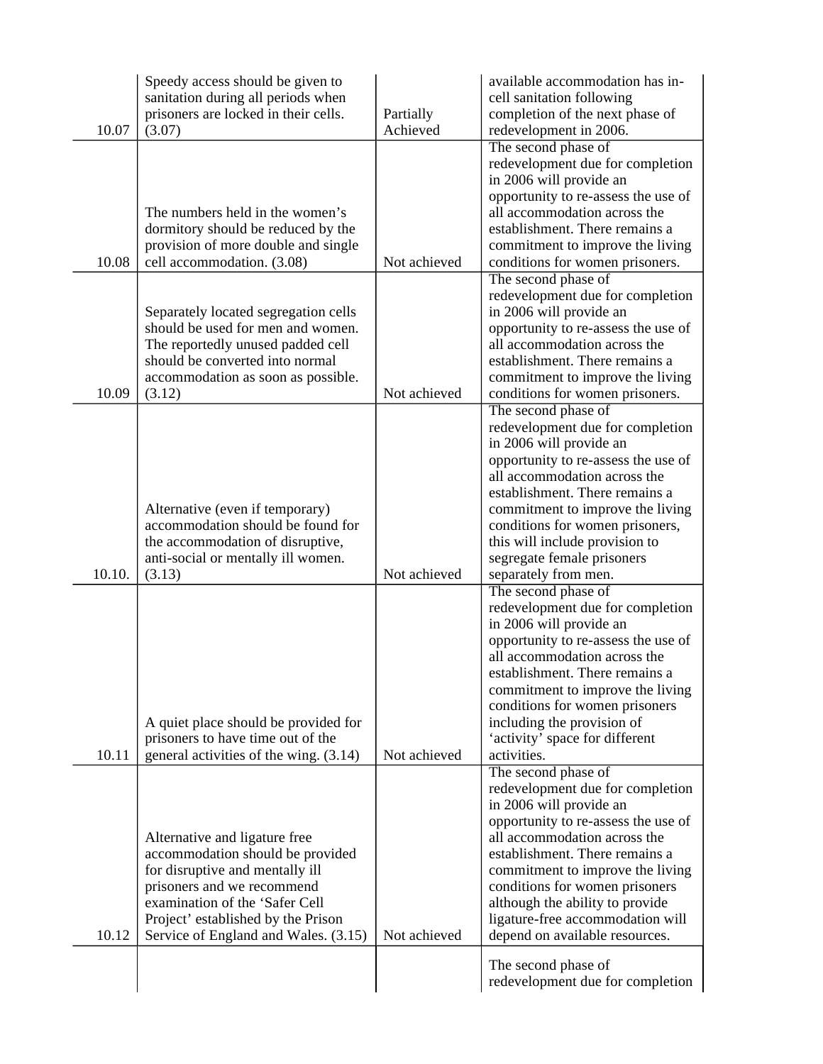| | | | |
|---|---|---|---|
| 10.07 | Speedy access should be given to sanitation during all periods when prisoners are locked in their cells. (3.07) | Partially Achieved | available accommodation has in-cell sanitation following completion of the next phase of redevelopment in 2006. |
| 10.08 | The numbers held in the women's dormitory should be reduced by the provision of more double and single cell accommodation. (3.08) | Not achieved | The second phase of redevelopment due for completion in 2006 will provide an opportunity to re-assess the use of all accommodation across the establishment. There remains a commitment to improve the living conditions for women prisoners. |
| 10.09 | Separately located segregation cells should be used for men and women. The reportedly unused padded cell should be converted into normal accommodation as soon as possible. (3.12) | Not achieved | The second phase of redevelopment due for completion in 2006 will provide an opportunity to re-assess the use of all accommodation across the establishment. There remains a commitment to improve the living conditions for women prisoners. |
| 10.10. | Alternative (even if temporary) accommodation should be found for the accommodation of disruptive, anti-social or mentally ill women. (3.13) | Not achieved | The second phase of redevelopment due for completion in 2006 will provide an opportunity to re-assess the use of all accommodation across the establishment. There remains a commitment to improve the living conditions for women prisoners, this will include provision to segregate female prisoners separately from men. |
| 10.11 | A quiet place should be provided for prisoners to have time out of the general activities of the wing. (3.14) | Not achieved | The second phase of redevelopment due for completion in 2006 will provide an opportunity to re-assess the use of all accommodation across the establishment. There remains a commitment to improve the living conditions for women prisoners including the provision of 'activity' space for different activities. |
| 10.12 | Alternative and ligature free accommodation should be provided for disruptive and mentally ill prisoners and we recommend examination of the 'Safer Cell Project' established by the Prison Service of England and Wales. (3.15) | Not achieved | The second phase of redevelopment due for completion in 2006 will provide an opportunity to re-assess the use of all accommodation across the establishment. There remains a commitment to improve the living conditions for women prisoners although the ability to provide ligature-free accommodation will depend on available resources. |
| | | | The second phase of redevelopment due for completion |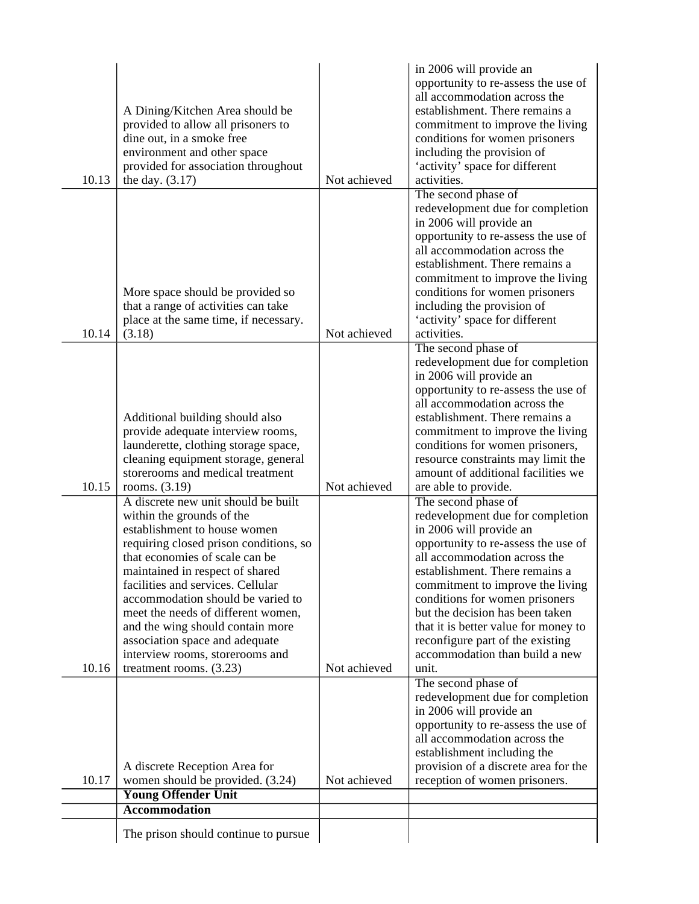| | | | |
|---|---|---|---|
| 10.13 | A Dining/Kitchen Area should be provided to allow all prisoners to dine out, in a smoke free environment and other space provided for association throughout the day. (3.17) | Not achieved | in 2006 will provide an opportunity to re-assess the use of all accommodation across the establishment. There remains a commitment to improve the living conditions for women prisoners including the provision of 'activity' space for different activities. |
| 10.14 | More space should be provided so that a range of activities can take place at the same time, if necessary. (3.18) | Not achieved | The second phase of redevelopment due for completion in 2006 will provide an opportunity to re-assess the use of all accommodation across the establishment. There remains a commitment to improve the living conditions for women prisoners including the provision of 'activity' space for different activities. |
| 10.15 | Additional building should also provide adequate interview rooms, launderette, clothing storage space, cleaning equipment storage, general storerooms and medical treatment rooms. (3.19) | Not achieved | The second phase of redevelopment due for completion in 2006 will provide an opportunity to re-assess the use of all accommodation across the establishment. There remains a commitment to improve the living conditions for women prisoners, resource constraints may limit the amount of additional facilities we are able to provide. |
| 10.16 | A discrete new unit should be built within the grounds of the establishment to house women requiring closed prison conditions, so that economies of scale can be maintained in respect of shared facilities and services. Cellular accommodation should be varied to meet the needs of different women, and the wing should contain more association space and adequate interview rooms, storerooms and treatment rooms. (3.23) | Not achieved | The second phase of redevelopment due for completion in 2006 will provide an opportunity to re-assess the use of all accommodation across the establishment. There remains a commitment to improve the living conditions for women prisoners but the decision has been taken that it is better value for money to reconfigure part of the existing accommodation than build a new unit. |
| 10.17 | A discrete Reception Area for women should be provided. (3.24) | Not achieved | The second phase of redevelopment due for completion in 2006 will provide an opportunity to re-assess the use of all accommodation across the establishment including the provision of a discrete area for the reception of women prisoners. |
| | **Young Offender Unit** | | |
| | **Accommodation** | | |
| | The prison should continue to pursue | | |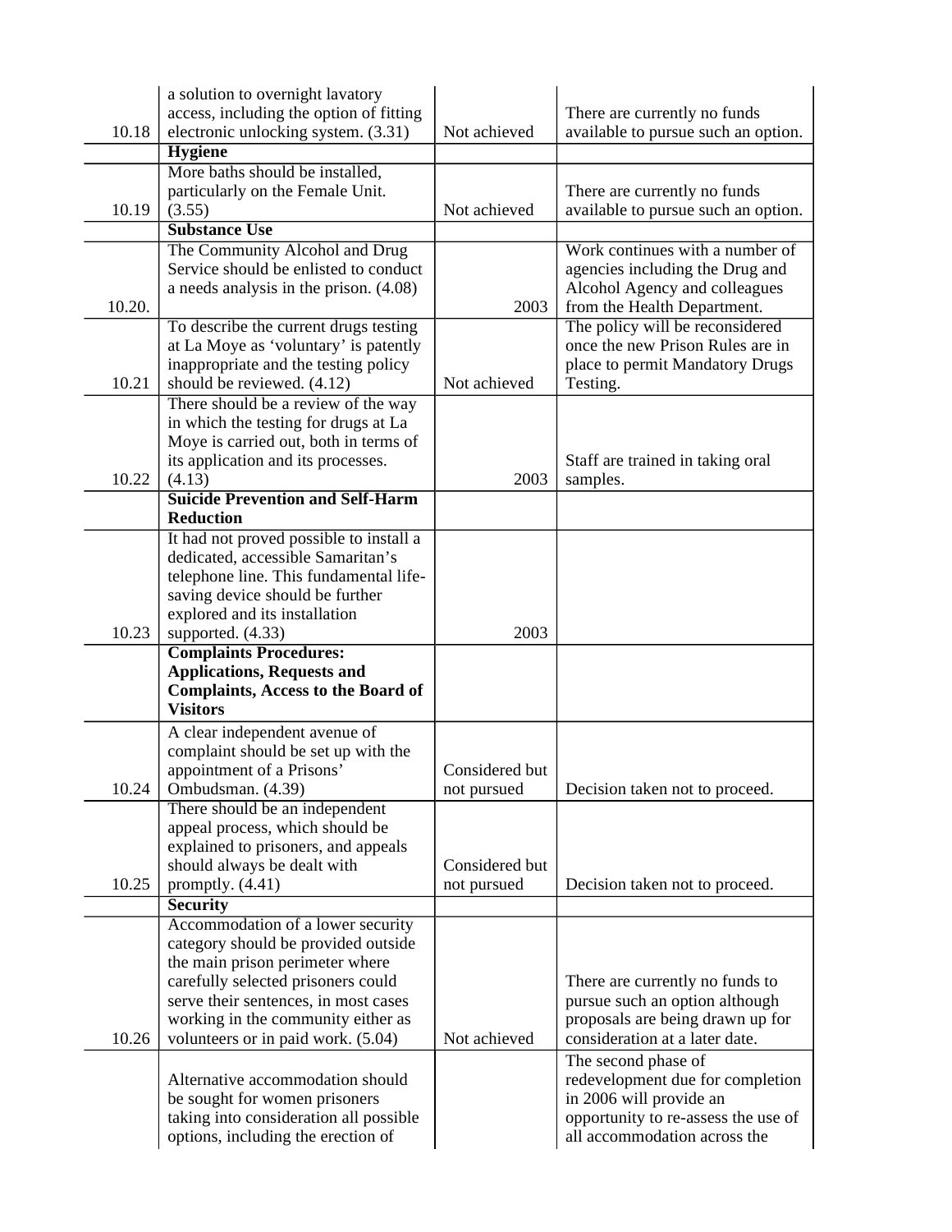| | | | |
|---|---|---|---|
| 10.18 | a solution to overnight lavatory access, including the option of fitting electronic unlocking system. (3.31) | Not achieved | There are currently no funds available to pursue such an option. |
| | **Hygiene** | | |
| 10.19 | More baths should be installed, particularly on the Female Unit. (3.55) | Not achieved | There are currently no funds available to pursue such an option. |
| | **Substance Use** | | |
| 10.20. | The Community Alcohol and Drug Service should be enlisted to conduct a needs analysis in the prison. (4.08) | 2003 | Work continues with a number of agencies including the Drug and Alcohol Agency and colleagues from the Health Department. |
| 10.21 | To describe the current drugs testing at La Moye as 'voluntary' is patently inappropriate and the testing policy should be reviewed. (4.12) | Not achieved | The policy will be reconsidered once the new Prison Rules are in place to permit Mandatory Drugs Testing. |
| 10.22 | There should be a review of the way in which the testing for drugs at La Moye is carried out, both in terms of its application and its processes. (4.13) | 2003 | Staff are trained in taking oral samples. |
| | **Suicide Prevention and Self-Harm Reduction** | | |
| 10.23 | It had not proved possible to install a dedicated, accessible Samaritan's telephone line. This fundamental life-saving device should be further explored and its installation supported. (4.33) | 2003 | |
| | **Complaints Procedures: Applications, Requests and Complaints, Access to the Board of Visitors** | | |
| 10.24 | A clear independent avenue of complaint should be set up with the appointment of a Prisons' Ombudsman. (4.39) | Considered but not pursued | Decision taken not to proceed. |
| 10.25 | There should be an independent appeal process, which should be explained to prisoners, and appeals should always be dealt with promptly. (4.41) | Considered but not pursued | Decision taken not to proceed. |
| | **Security** | | |
| 10.26 | Accommodation of a lower security category should be provided outside the main prison perimeter where carefully selected prisoners could serve their sentences, in most cases working in the community either as volunteers or in paid work. (5.04) | Not achieved | There are currently no funds to pursue such an option although proposals are being drawn up for consideration at a later date. |
| | Alternative accommodation should be sought for women prisoners taking into consideration all possible options, including the erection of | | The second phase of redevelopment due for completion in 2006 will provide an opportunity to re-assess the use of all accommodation across the |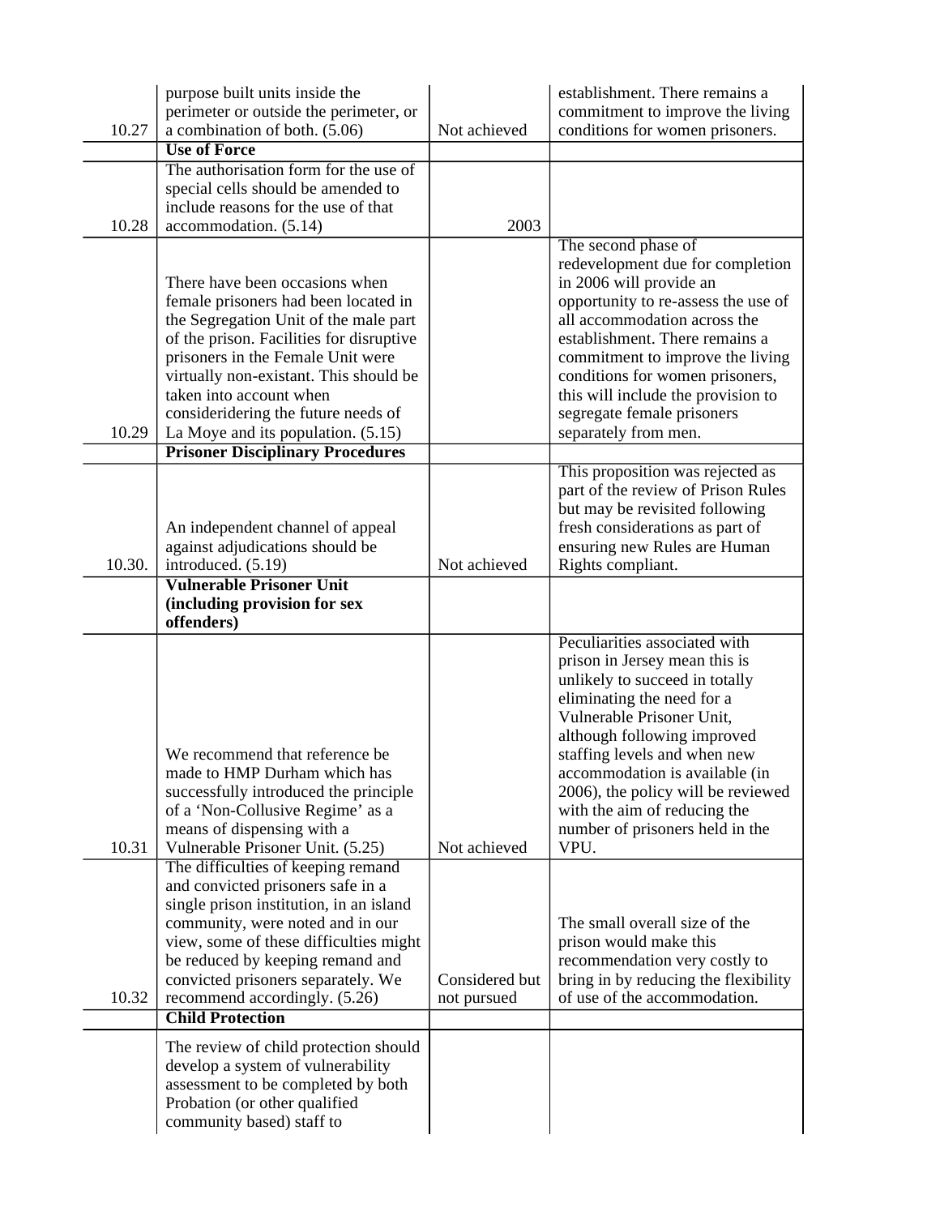| | | | |
|---|---|---|---|
| 10.27 | purpose built units inside the perimeter or outside the perimeter, or a combination of both. (5.06) | Not achieved | establishment. There remains a commitment to improve the living conditions for women prisoners. |
| | **Use of Force** | | |
| 10.28 | The authorisation form for the use of special cells should be amended to include reasons for the use of that accommodation. (5.14) | 2003 | |
| 10.29 | There have been occasions when female prisoners had been located in the Segregation Unit of the male part of the prison. Facilities for disruptive prisoners in the Female Unit were virtually non-existant. This should be taken into account when consideridering the future needs of La Moye and its population. (5.15) | | The second phase of redevelopment due for completion in 2006 will provide an opportunity to re-assess the use of all accommodation across the establishment. There remains a commitment to improve the living conditions for women prisoners, this will include the provision to segregate female prisoners separately from men. |
| | **Prisoner Disciplinary Procedures** | | |
| 10.30. | An independent channel of appeal against adjudications should be introduced. (5.19) | Not achieved | This proposition was rejected as part of the review of Prison Rules but may be revisited following fresh considerations as part of ensuring new Rules are Human Rights compliant. |
| | **Vulnerable Prisoner Unit (including provision for sex offenders)** | | |
| 10.31 | We recommend that reference be made to HMP Durham which has successfully introduced the principle of a 'Non-Collusive Regime' as a means of dispensing with a Vulnerable Prisoner Unit. (5.25) | Not achieved | Peculiarities associated with prison in Jersey mean this is unlikely to succeed in totally eliminating the need for a Vulnerable Prisoner Unit, although following improved staffing levels and when new accommodation is available (in 2006), the policy will be reviewed with the aim of reducing the number of prisoners held in the VPU. |
| 10.32 | The difficulties of keeping remand and convicted prisoners safe in a single prison institution, in an island community, were noted and in our view, some of these difficulties might be reduced by keeping remand and convicted prisoners separately. We recommend accordingly. (5.26) | Considered but not pursued | The small overall size of the prison would make this recommendation very costly to bring in by reducing the flexibility of use of the accommodation. |
| | **Child Protection** | | |
| | The review of child protection should develop a system of vulnerability assessment to be completed by both Probation (or other qualified community based) staff to | | |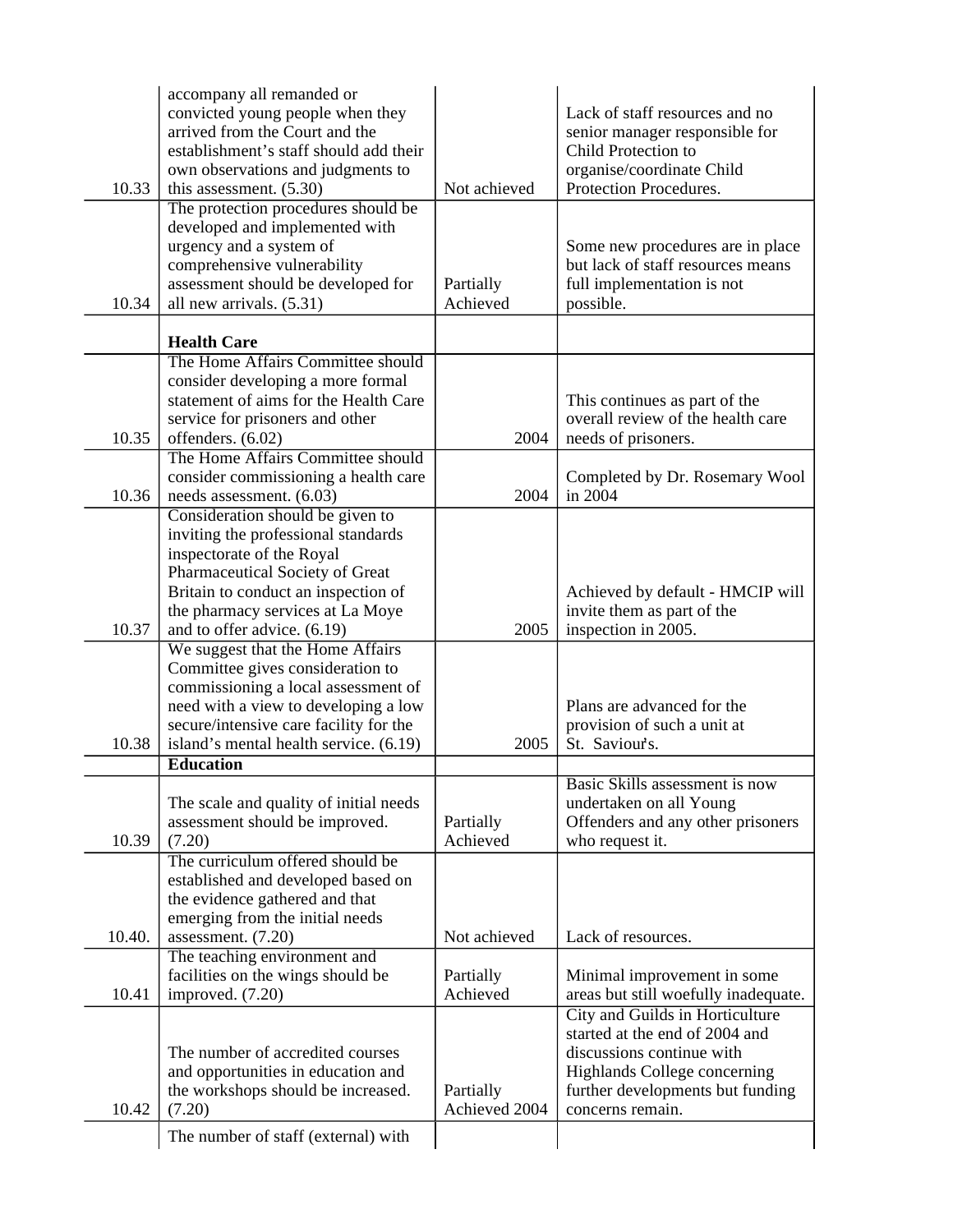| | | | |
|---|---|---|---|
| 10.33 | accompany all remanded or convicted young people when they arrived from the Court and the establishment's staff should add their own observations and judgments to this assessment. (5.30) | Not achieved | Lack of staff resources and no senior manager responsible for Child Protection to organise/coordinate Child Protection Procedures. |
| 10.34 | The protection procedures should be developed and implemented with urgency and a system of comprehensive vulnerability assessment should be developed for all new arrivals. (5.31) | Partially Achieved | Some new procedures are in place but lack of staff resources means full implementation is not possible. |
| | **Health Care** | | |
| 10.35 | The Home Affairs Committee should consider developing a more formal statement of aims for the Health Care service for prisoners and other offenders. (6.02) | 2004 | This continues as part of the overall review of the health care needs of prisoners. |
| 10.36 | The Home Affairs Committee should consider commissioning a health care needs assessment. (6.03) | 2004 | Completed by Dr. Rosemary Wool in 2004 |
| 10.37 | Consideration should be given to inviting the professional standards inspectorate of the Royal Pharmaceutical Society of Great Britain to conduct an inspection of the pharmacy services at La Moye and to offer advice. (6.19) | 2005 | Achieved by default - HMCIP will invite them as part of the inspection in 2005. |
| 10.38 | We suggest that the Home Affairs Committee gives consideration to commissioning a local assessment of need with a view to developing a low secure/intensive care facility for the island's mental health service. (6.19) | 2005 | Plans are advanced for the provision of such a unit at St. Saviour's. |
| | **Education** | | |
| 10.39 | The scale and quality of initial needs assessment should be improved. (7.20) | Partially Achieved | Basic Skills assessment is now undertaken on all Young Offenders and any other prisoners who request it. |
| 10.40. | The curriculum offered should be established and developed based on the evidence gathered and that emerging from the initial needs assessment. (7.20) | Not achieved | Lack of resources. |
| 10.41 | The teaching environment and facilities on the wings should be improved. (7.20) | Partially Achieved | Minimal improvement in some areas but still woefully inadequate. |
| 10.42 | The number of accredited courses and opportunities in education and the workshops should be increased. (7.20) | Partially Achieved 2004 | City and Guilds in Horticulture started at the end of 2004 and discussions continue with Highlands College concerning further developments but funding concerns remain. |
| | The number of staff (external) with | | |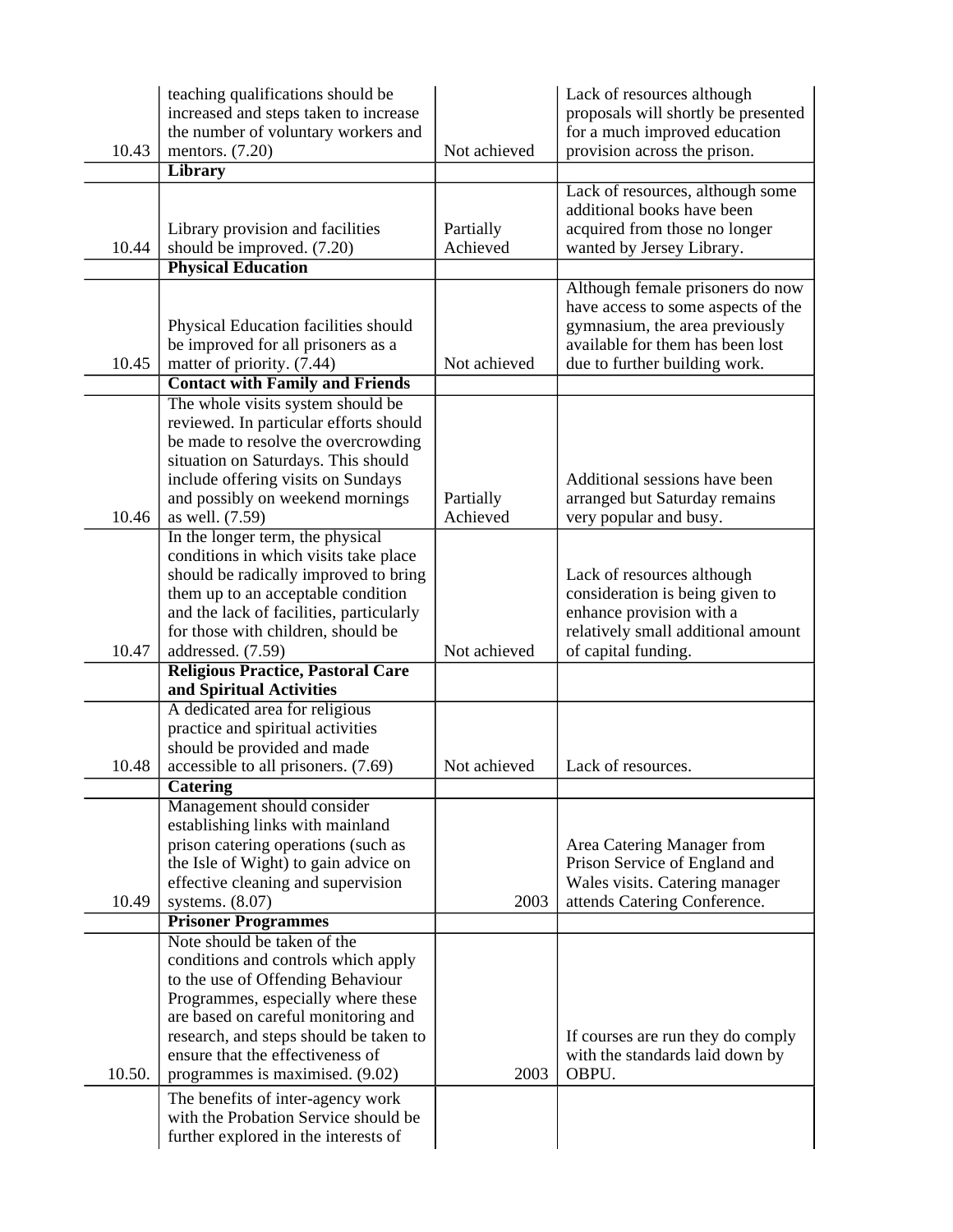| | | | |
|---|---|---|---|
| 10.43 | teaching qualifications should be increased and steps taken to increase the number of voluntary workers and mentors. (7.20) | Not achieved | Lack of resources although proposals will shortly be presented for a much improved education provision across the prison. |
| | **Library** | | |
| 10.44 | Library provision and facilities should be improved. (7.20) | Partially Achieved | Lack of resources, although some additional books have been acquired from those no longer wanted by Jersey Library. |
| | **Physical Education** | | |
| 10.45 | Physical Education facilities should be improved for all prisoners as a matter of priority. (7.44) | Not achieved | Although female prisoners do now have access to some aspects of the gymnasium, the area previously available for them has been lost due to further building work. |
| | **Contact with Family and Friends** | | |
| 10.46 | The whole visits system should be reviewed. In particular efforts should be made to resolve the overcrowding situation on Saturdays. This should include offering visits on Sundays and possibly on weekend mornings as well. (7.59) | Partially Achieved | Additional sessions have been arranged but Saturday remains very popular and busy. |
| 10.47 | In the longer term, the physical conditions in which visits take place should be radically improved to bring them up to an acceptable condition and the lack of facilities, particularly for those with children, should be addressed. (7.59) | Not achieved | Lack of resources although consideration is being given to enhance provision with a relatively small additional amount of capital funding. |
| | **Religious Practice, Pastoral Care and Spiritual Activities** | | |
| 10.48 | A dedicated area for religious practice and spiritual activities should be provided and made accessible to all prisoners. (7.69) | Not achieved | Lack of resources. |
| | **Catering** | | |
| 10.49 | Management should consider establishing links with mainland prison catering operations (such as the Isle of Wight) to gain advice on effective cleaning and supervision systems. (8.07) | 2003 | Area Catering Manager from Prison Service of England and Wales visits. Catering manager attends Catering Conference. |
| | **Prisoner Programmes** | | |
| 10.50. | Note should be taken of the conditions and controls which apply to the use of Offending Behaviour Programmes, especially where these are based on careful monitoring and research, and steps should be taken to ensure that the effectiveness of programmes is maximised. (9.02) | 2003 | If courses are run they do comply with the standards laid down by OBPU. |
| | The benefits of inter-agency work with the Probation Service should be further explored in the interests of | | |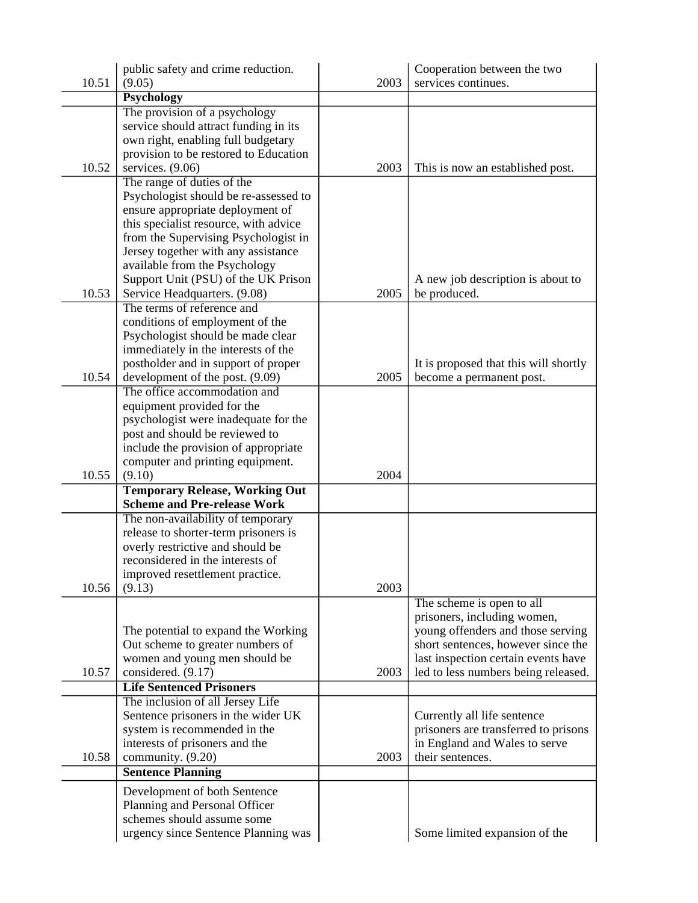| | | | |
|---|---|---|---|
| 10.51 | public safety and crime reduction. (9.05) | 2003 | Cooperation between the two services continues. |
| | **Psychology** | | |
| 10.52 | The provision of a psychology service should attract funding in its own right, enabling full budgetary provision to be restored to Education services. (9.06) | 2003 | This is now an established post. |
| 10.53 | The range of duties of the Psychologist should be re-assessed to ensure appropriate deployment of this specialist resource, with advice from the Supervising Psychologist in Jersey together with any assistance available from the Psychology Support Unit (PSU) of the UK Prison Service Headquarters. (9.08) | 2005 | A new job description is about to be produced. |
| 10.54 | The terms of reference and conditions of employment of the Psychologist should be made clear immediately in the interests of the postholder and in support of proper development of the post. (9.09) | 2005 | It is proposed that this will shortly become a permanent post. |
| 10.55 | The office accommodation and equipment provided for the psychologist were inadequate for the post and should be reviewed to include the provision of appropriate computer and printing equipment. (9.10) | 2004 | |
| | **Temporary Release, Working Out Scheme and Pre-release Work** | | |
| 10.56 | The non-availability of temporary release to shorter-term prisoners is overly restrictive and should be reconsidered in the interests of improved resettlement practice. (9.13) | 2003 | |
| 10.57 | The potential to expand the Working Out scheme to greater numbers of women and young men should be considered. (9.17) | 2003 | The scheme is open to all prisoners, including women, young offenders and those serving short sentences, however since the last inspection certain events have led to less numbers being released. |
| | **Life Sentenced Prisoners** | | |
| 10.58 | The inclusion of all Jersey Life Sentence prisoners in the wider UK system is recommended in the interests of prisoners and the community. (9.20) | 2003 | Currently all life sentence prisoners are transferred to prisons in England and Wales to serve their sentences. |
| | **Sentence Planning** | | |
| | Development of both Sentence Planning and Personal Officer schemes should assume some urgency since Sentence Planning was | | Some limited expansion of the |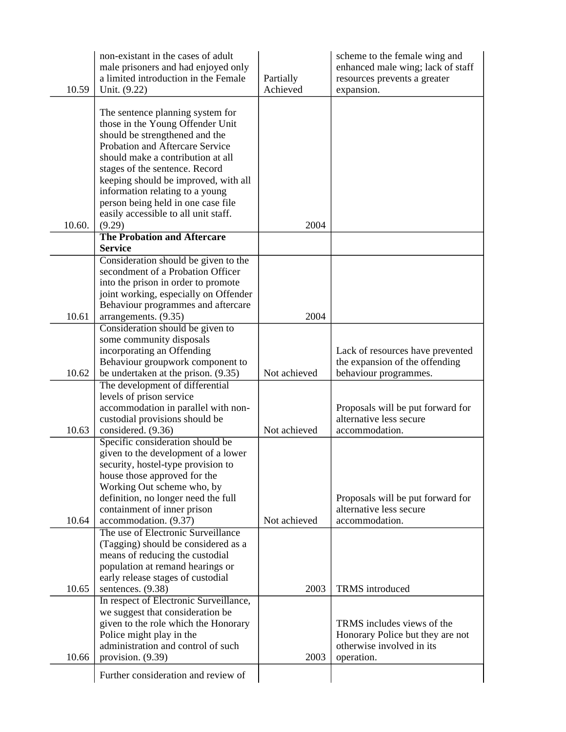| | | | |
|---|---|---|---|
| 10.59 | non-existant in the cases of adult male prisoners and had enjoyed only a limited introduction in the Female Unit. (9.22) | Partially Achieved | scheme to the female wing and enhanced male wing; lack of staff resources prevents a greater expansion. |
| 10.60. | The sentence planning system for those in the Young Offender Unit should be strengthened and the Probation and Aftercare Service should make a contribution at all stages of the sentence. Record keeping should be improved, with all information relating to a young person being held in one case file easily accessible to all unit staff. (9.29) | 2004 | |
| | **The Probation and Aftercare Service** | | |
| 10.61 | Consideration should be given to the secondment of a Probation Officer into the prison in order to promote joint working, especially on Offender Behaviour programmes and aftercare arrangements. (9.35) | 2004 | |
| 10.62 | Consideration should be given to some community disposals incorporating an Offending Behaviour groupwork component to be undertaken at the prison. (9.35) | Not achieved | Lack of resources have prevented the expansion of the offending behaviour programmes. |
| 10.63 | The development of differential levels of prison service accommodation in parallel with non-custodial provisions should be considered. (9.36) | Not achieved | Proposals will be put forward for alternative less secure accommodation. |
| 10.64 | Specific consideration should be given to the development of a lower security, hostel-type provision to house those approved for the Working Out scheme who, by definition, no longer need the full containment of inner prison accommodation. (9.37) | Not achieved | Proposals will be put forward for alternative less secure accommodation. |
| 10.65 | The use of Electronic Surveillance (Tagging) should be considered as a means of reducing the custodial population at remand hearings or early release stages of custodial sentences. (9.38) | 2003 | TRMS introduced |
| 10.66 | In respect of Electronic Surveillance, we suggest that consideration be given to the role which the Honorary Police might play in the administration and control of such provision. (9.39) | 2003 | TRMS includes views of the Honorary Police but they are not otherwise involved in its operation. |
| | Further consideration and review of | | |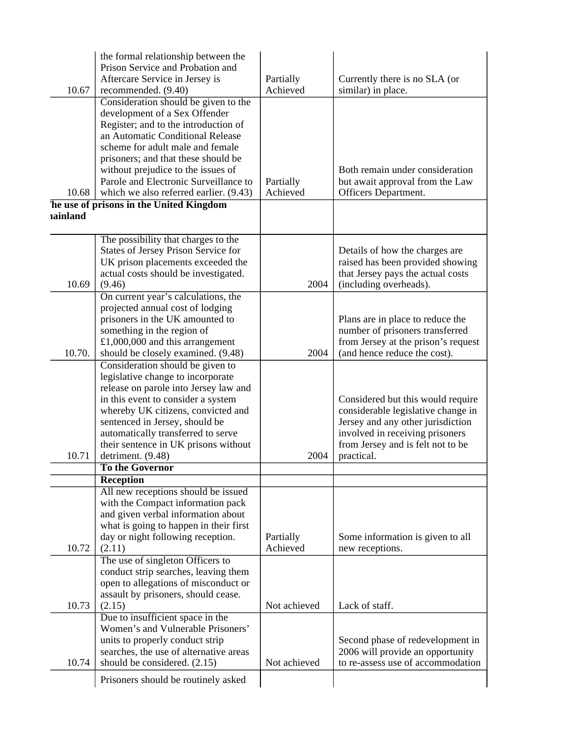| | | | |
|---|---|---|---|
| 10.67 | the formal relationship between the Prison Service and Probation and Aftercare Service in Jersey is recommended. (9.40) | Partially Achieved | Currently there is no SLA (or similar) in place. |
| 10.68 | Consideration should be given to the development of a Sex Offender Register; and to the introduction of an Automatic Conditional Release scheme for adult male and female prisoners; and that these should be without prejudice to the issues of Parole and Electronic Surveillance to which we also referred earlier. (9.43) | Partially Achieved | Both remain under consideration but await approval from the Law Officers Department. |
| **The use of prisons in the United Kingdom mainland** | | | |
| 10.69 | The possibility that charges to the States of Jersey Prison Service for UK prison placements exceeded the actual costs should be investigated. (9.46) | 2004 | Details of how the charges are raised has been provided showing that Jersey pays the actual costs (including overheads). |
| 10.70. | On current year's calculations, the projected annual cost of lodging prisoners in the UK amounted to something in the region of £1,000,000 and this arrangement should be closely examined. (9.48) | 2004 | Plans are in place to reduce the number of prisoners transferred from Jersey at the prison's request (and hence reduce the cost). |
| 10.71 | Consideration should be given to legislative change to incorporate release on parole into Jersey law and in this event to consider a system whereby UK citizens, convicted and sentenced in Jersey, should be automatically transferred to serve their sentence in UK prisons without detriment. (9.48) | 2004 | Considered but this would require considerable legislative change in Jersey and any other jurisdiction involved in receiving prisoners from Jersey and is felt not to be practical. |
| | **To the Governor** | | |
| | **Reception** | | |
| 10.72 | All new receptions should be issued with the Compact information pack and given verbal information about what is going to happen in their first day or night following reception. (2.11) | Partially Achieved | Some information is given to all new receptions. |
| 10.73 | The use of singleton Officers to conduct strip searches, leaving them open to allegations of misconduct or assault by prisoners, should cease. (2.15) | Not achieved | Lack of staff. |
| 10.74 | Due to insufficient space in the Women's and Vulnerable Prisoners' units to properly conduct strip searches, the use of alternative areas should be considered. (2.15) | Not achieved | Second phase of redevelopment in 2006 will provide an opportunity to re-assess use of accommodation |
| | Prisoners should be routinely asked | | |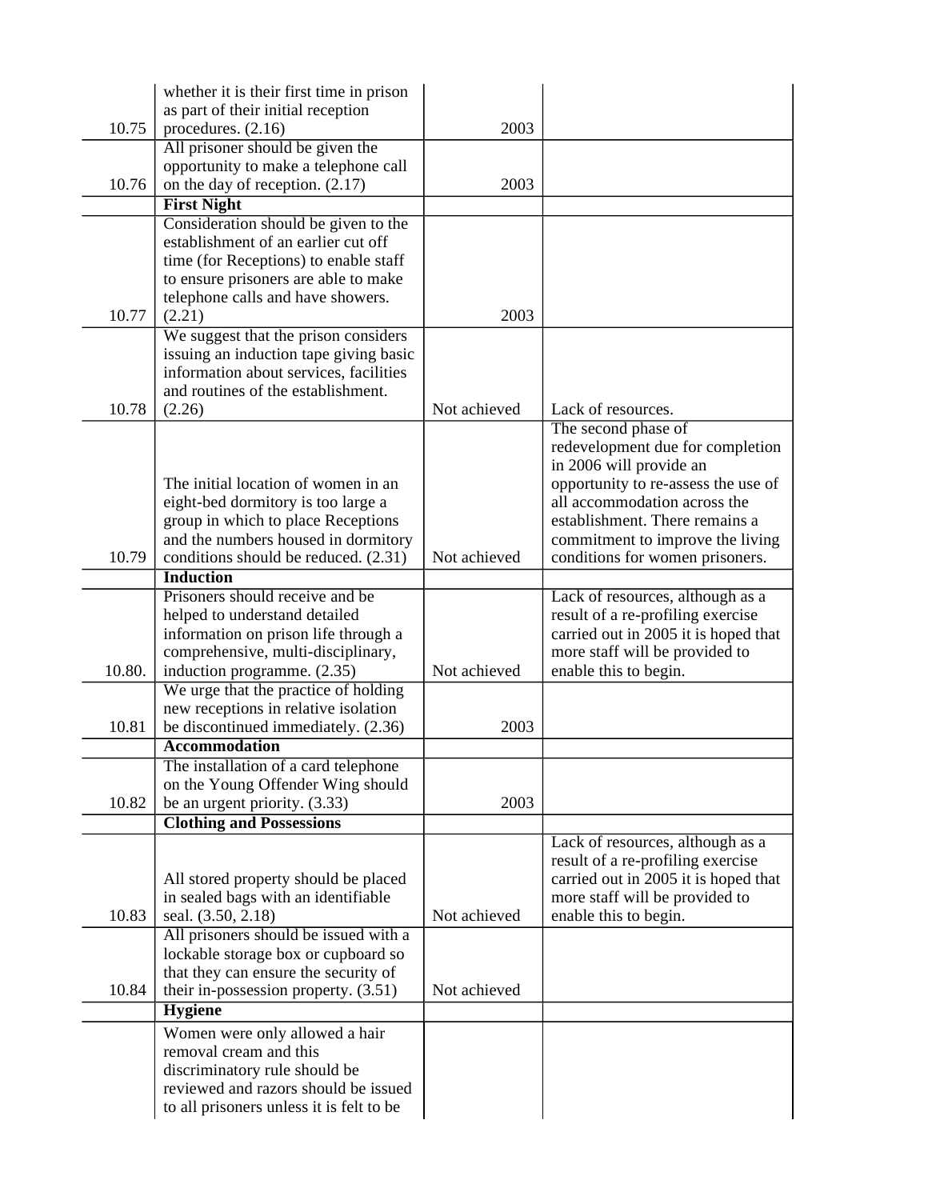| | | | |
|---|---|---|---|
| 10.75 | whether it is their first time in prison as part of their initial reception procedures. (2.16) | 2003 | |
| 10.76 | All prisoner should be given the opportunity to make a telephone call on the day of reception. (2.17) | 2003 | |
| | **First Night** | | |
| 10.77 | Consideration should be given to the establishment of an earlier cut off time (for Receptions) to enable staff to ensure prisoners are able to make telephone calls and have showers. (2.21) | 2003 | |
| 10.78 | We suggest that the prison considers issuing an induction tape giving basic information about services, facilities and routines of the establishment. (2.26) | Not achieved | Lack of resources. |
| 10.79 | The initial location of women in an eight-bed dormitory is too large a group in which to place Receptions and the numbers housed in dormitory conditions should be reduced. (2.31) | Not achieved | The second phase of redevelopment due for completion in 2006 will provide an opportunity to re-assess the use of all accommodation across the establishment. There remains a commitment to improve the living conditions for women prisoners. |
| | **Induction** | | |
| 10.80. | Prisoners should receive and be helped to understand detailed information on prison life through a comprehensive, multi-disciplinary, induction programme. (2.35) | Not achieved | Lack of resources, although as a result of a re-profiling exercise carried out in 2005 it is hoped that more staff will be provided to enable this to begin. |
| 10.81 | We urge that the practice of holding new receptions in relative isolation be discontinued immediately. (2.36) | 2003 | |
| | **Accommodation** | | |
| 10.82 | The installation of a card telephone on the Young Offender Wing should be an urgent priority. (3.33) | 2003 | |
| | **Clothing and Possessions** | | |
| 10.83 | All stored property should be placed in sealed bags with an identifiable seal. (3.50, 2.18) | Not achieved | Lack of resources, although as a result of a re-profiling exercise carried out in 2005 it is hoped that more staff will be provided to enable this to begin. |
| 10.84 | All prisoners should be issued with a lockable storage box or cupboard so that they can ensure the security of their in-possession property. (3.51) | Not achieved | |
| | **Hygiene** | | |
| | Women were only allowed a hair removal cream and this discriminatory rule should be reviewed and razors should be issued to all prisoners unless it is felt to be | | |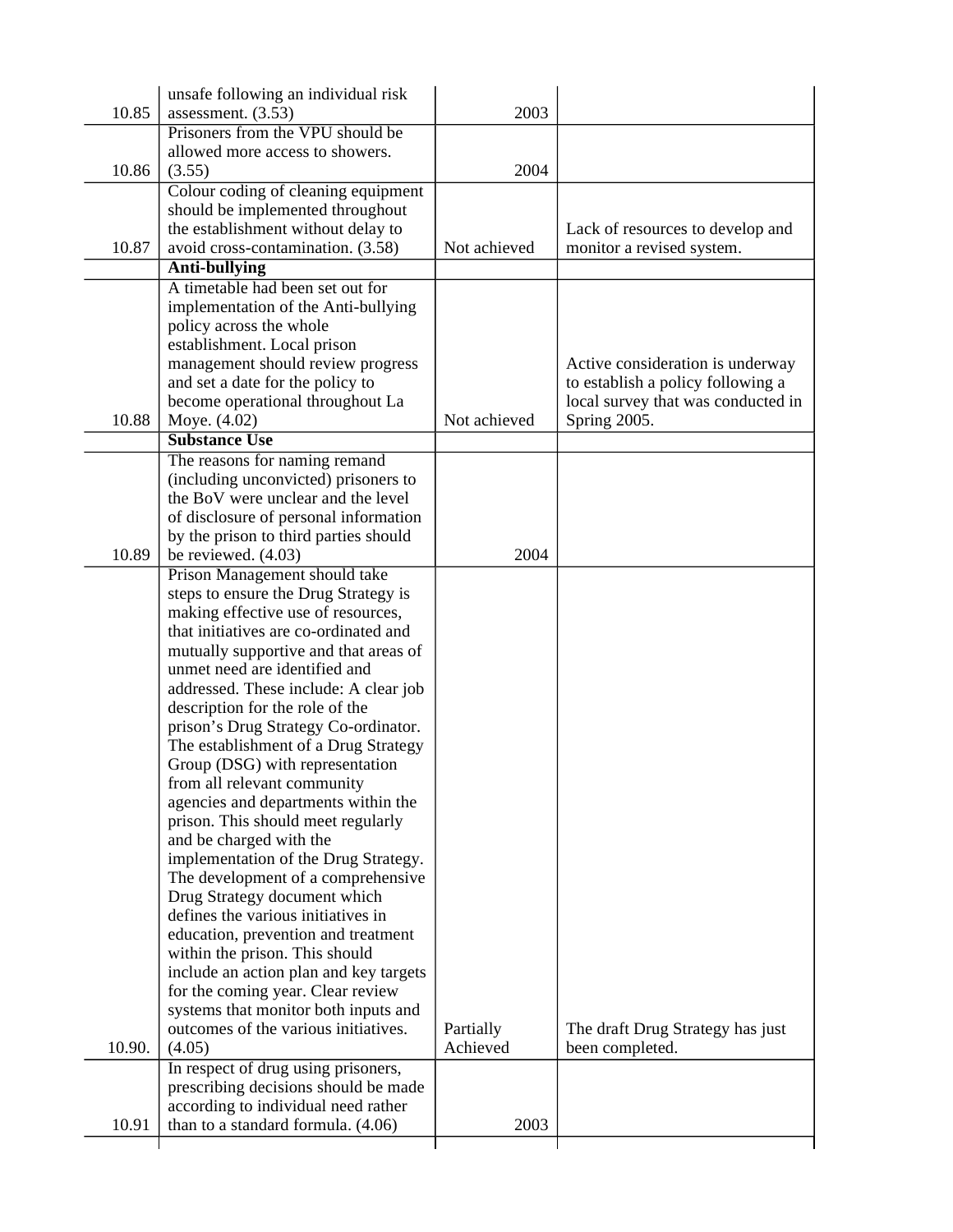| | | | |
|---|---|---|---|
| 10.85 | unsafe following an individual risk assessment. (3.53) | 2003 | |
| 10.86 | Prisoners from the VPU should be allowed more access to showers. (3.55) | 2004 | |
| 10.87 | Colour coding of cleaning equipment should be implemented throughout the establishment without delay to avoid cross-contamination. (3.58) | Not achieved | Lack of resources to develop and monitor a revised system. |
| | **Anti-bullying** | | |
| 10.88 | A timetable had been set out for implementation of the Anti-bullying policy across the whole establishment. Local prison management should review progress and set a date for the policy to become operational throughout La Moye. (4.02) | Not achieved | Active consideration is underway to establish a policy following a local survey that was conducted in Spring 2005. |
| | **Substance Use** | | |
| 10.89 | The reasons for naming remand (including unconvicted) prisoners to the BoV were unclear and the level of disclosure of personal information by the prison to third parties should be reviewed. (4.03) | 2004 | |
| 10.90. | Prison Management should take steps to ensure the Drug Strategy is making effective use of resources, that initiatives are co-ordinated and mutually supportive and that areas of unmet need are identified and addressed. These include: A clear job description for the role of the prison's Drug Strategy Co-ordinator. The establishment of a Drug Strategy Group (DSG) with representation from all relevant community agencies and departments within the prison. This should meet regularly and be charged with the implementation of the Drug Strategy. The development of a comprehensive Drug Strategy document which defines the various initiatives in education, prevention and treatment within the prison. This should include an action plan and key targets for the coming year. Clear review systems that monitor both inputs and outcomes of the various initiatives. (4.05) | Partially Achieved | The draft Drug Strategy has just been completed. |
| 10.91 | In respect of drug using prisoners, prescribing decisions should be made according to individual need rather than to a standard formula. (4.06) | 2003 | |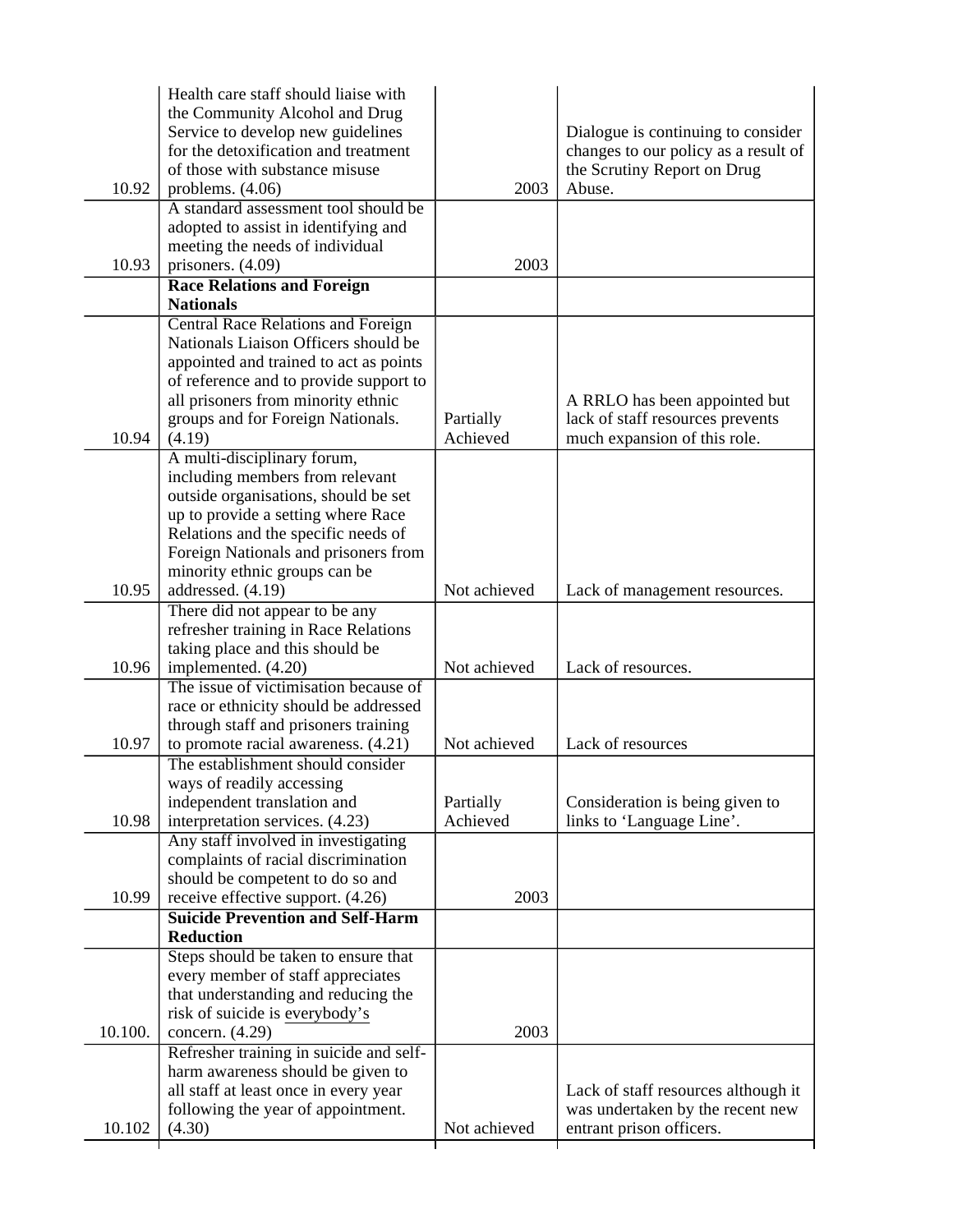| | | | |
|---|---|---|---|
| 10.92 | Health care staff should liaise with the Community Alcohol and Drug Service to develop new guidelines for the detoxification and treatment of those with substance misuse problems. (4.06) | 2003 | Dialogue is continuing to consider changes to our policy as a result of the Scrutiny Report on Drug Abuse. |
| 10.93 | A standard assessment tool should be adopted to assist in identifying and meeting the needs of individual prisoners. (4.09) | 2003 | |
| | **Race Relations and Foreign Nationals** | | |
| 10.94 | Central Race Relations and Foreign Nationals Liaison Officers should be appointed and trained to act as points of reference and to provide support to all prisoners from minority ethnic groups and for Foreign Nationals. (4.19) | Partially Achieved | A RRLO has been appointed but lack of staff resources prevents much expansion of this role. |
| 10.95 | A multi-disciplinary forum, including members from relevant outside organisations, should be set up to provide a setting where Race Relations and the specific needs of Foreign Nationals and prisoners from minority ethnic groups can be addressed. (4.19) | Not achieved | Lack of management resources. |
| 10.96 | There did not appear to be any refresher training in Race Relations taking place and this should be implemented. (4.20) | Not achieved | Lack of resources. |
| 10.97 | The issue of victimisation because of race or ethnicity should be addressed through staff and prisoners training to promote racial awareness. (4.21) | Not achieved | Lack of resources |
| 10.98 | The establishment should consider ways of readily accessing independent translation and interpretation services. (4.23) | Partially Achieved | Consideration is being given to links to 'Language Line'. |
| 10.99 | Any staff involved in investigating complaints of racial discrimination should be competent to do so and receive effective support. (4.26) | 2003 | |
| | **Suicide Prevention and Self-Harm Reduction** | | |
| 10.100. | Steps should be taken to ensure that every member of staff appreciates that understanding and reducing the risk of suicide is everybody's concern. (4.29) | 2003 | |
| 10.102 | Refresher training in suicide and self-harm awareness should be given to all staff at least once in every year following the year of appointment. (4.30) | Not achieved | Lack of staff resources although it was undertaken by the recent new entrant prison officers. |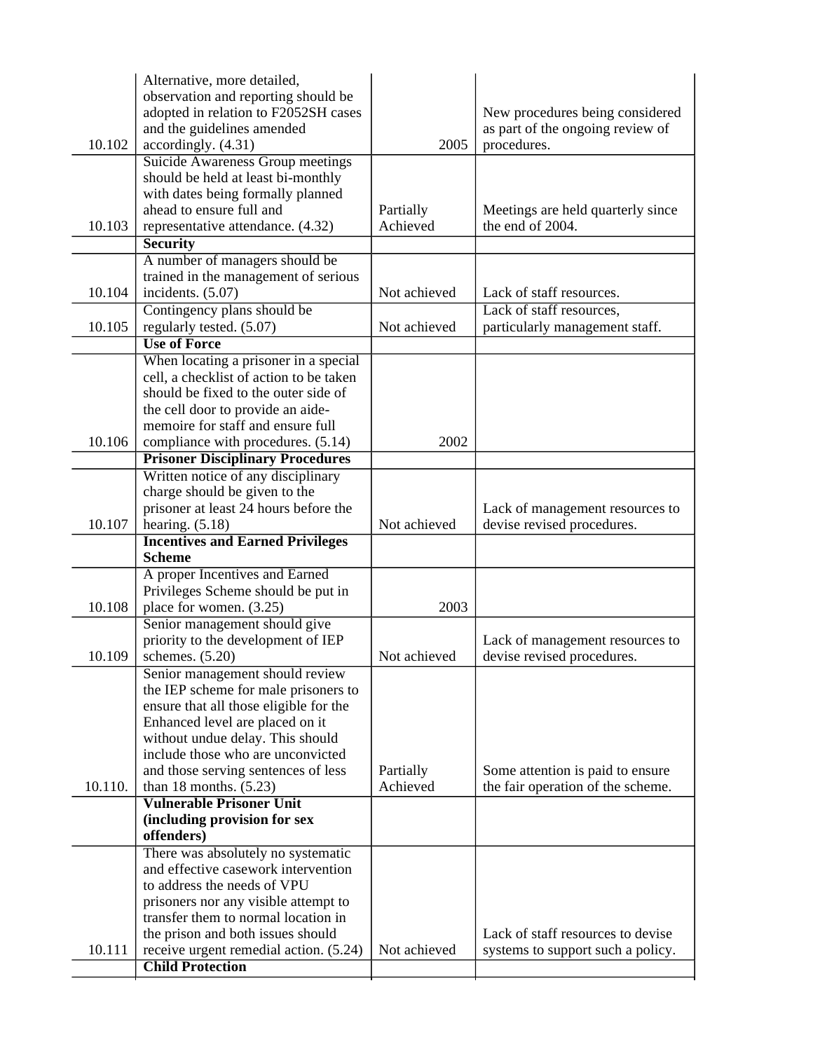| | | | |
|---|---|---|---|
| 10.102 | Alternative, more detailed, observation and reporting should be adopted in relation to F2052SH cases and the guidelines amended accordingly. (4.31) | 2005 | New procedures being considered as part of the ongoing review of procedures. |
| 10.103 | Suicide Awareness Group meetings should be held at least bi-monthly with dates being formally planned ahead to ensure full and representative attendance. (4.32) | Partially Achieved | Meetings are held quarterly since the end of 2004. |
| | **Security** | | |
| 10.104 | A number of managers should be trained in the management of serious incidents. (5.07) | Not achieved | Lack of staff resources. |
| 10.105 | Contingency plans should be regularly tested. (5.07) | Not achieved | Lack of staff resources, particularly management staff. |
| | **Use of Force** | | |
| 10.106 | When locating a prisoner in a special cell, a checklist of action to be taken should be fixed to the outer side of the cell door to provide an aide-memoire for staff and ensure full compliance with procedures. (5.14) | 2002 | |
| | **Prisoner Disciplinary Procedures** | | |
| 10.107 | Written notice of any disciplinary charge should be given to the prisoner at least 24 hours before the hearing. (5.18) | Not achieved | Lack of management resources to devise revised procedures. |
| | **Incentives and Earned Privileges Scheme** | | |
| 10.108 | A proper Incentives and Earned Privileges Scheme should be put in place for women. (3.25) | 2003 | |
| 10.109 | Senior management should give priority to the development of IEP schemes. (5.20) | Not achieved | Lack of management resources to devise revised procedures. |
| 10.110. | Senior management should review the IEP scheme for male prisoners to ensure that all those eligible for the Enhanced level are placed on it without undue delay. This should include those who are unconvicted and those serving sentences of less than 18 months. (5.23) | Partially Achieved | Some attention is paid to ensure the fair operation of the scheme. |
| | **Vulnerable Prisoner Unit (including provision for sex offenders)** | | |
| 10.111 | There was absolutely no systematic and effective casework intervention to address the needs of VPU prisoners nor any visible attempt to transfer them to normal location in the prison and both issues should receive urgent remedial action. (5.24) | Not achieved | Lack of staff resources to devise systems to support such a policy. |
| | **Child Protection** | | |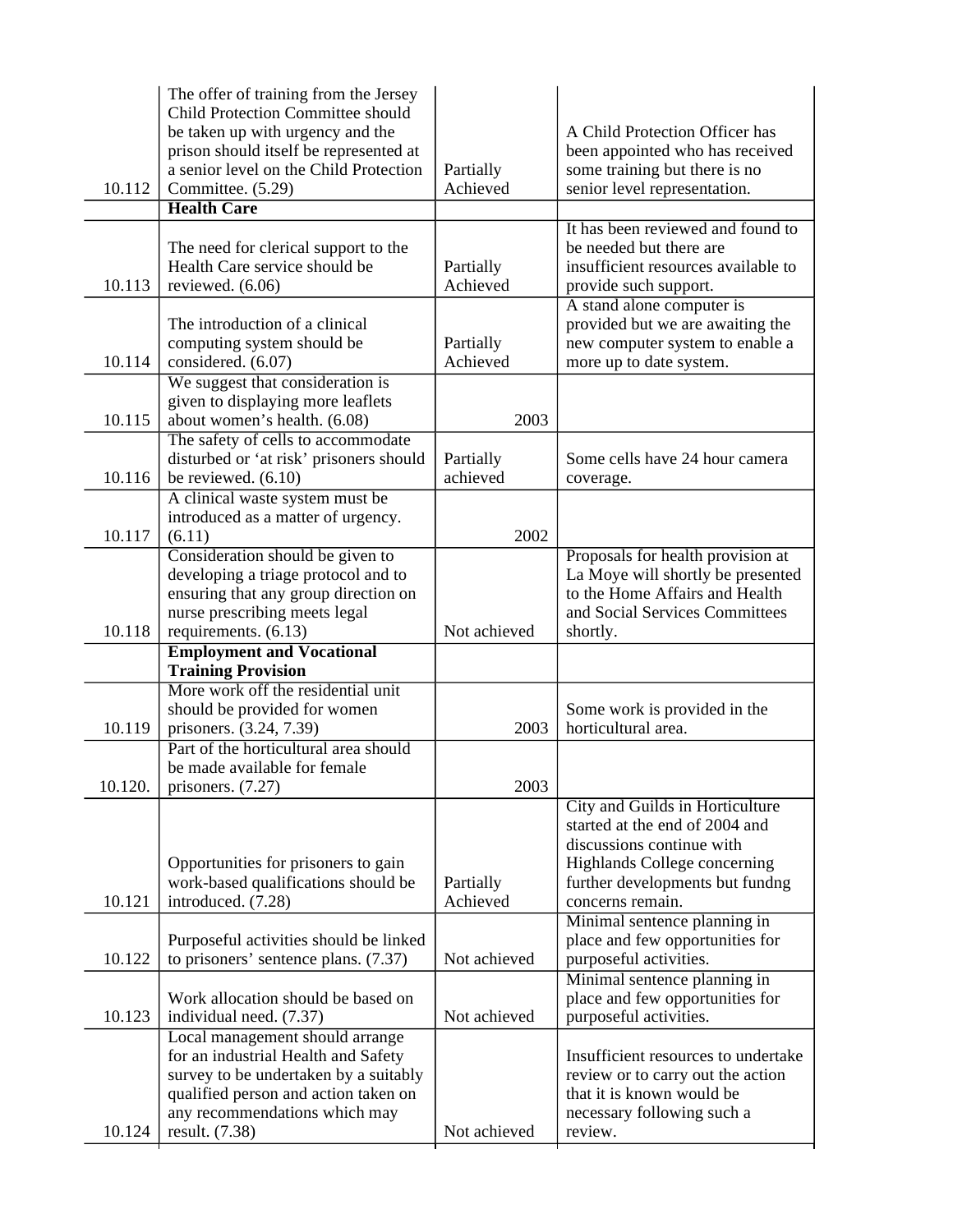| | | | |
|---|---|---|---|
| 10.112 | The offer of training from the Jersey Child Protection Committee should be taken up with urgency and the prison should itself be represented at a senior level on the Child Protection Committee. (5.29) | Partially Achieved | A Child Protection Officer has been appointed who has received some training but there is no senior level representation. |
| | **Health Care** | | |
| 10.113 | The need for clerical support to the Health Care service should be reviewed. (6.06) | Partially Achieved | It has been reviewed and found to be needed but there are insufficient resources available to provide such support. |
| 10.114 | The introduction of a clinical computing system should be considered. (6.07) | Partially Achieved | A stand alone computer is provided but we are awaiting the new computer system to enable a more up to date system. |
| 10.115 | We suggest that consideration is given to displaying more leaflets about women's health. (6.08) | 2003 | |
| 10.116 | The safety of cells to accommodate disturbed or 'at risk' prisoners should be reviewed. (6.10) | Partially achieved | Some cells have 24 hour camera coverage. |
| 10.117 | A clinical waste system must be introduced as a matter of urgency. (6.11) | 2002 | |
| 10.118 | Consideration should be given to developing a triage protocol and to ensuring that any group direction on nurse prescribing meets legal requirements. (6.13) | Not achieved | Proposals for health provision at La Moye will shortly be presented to the Home Affairs and Health and Social Services Committees shortly. |
| | **Employment and Vocational Training Provision** | | |
| 10.119 | More work off the residential unit should be provided for women prisoners. (3.24, 7.39) | 2003 | Some work is provided in the horticultural area. |
| 10.120. | Part of the horticultural area should be made available for female prisoners. (7.27) | 2003 | |
| 10.121 | Opportunities for prisoners to gain work-based qualifications should be introduced. (7.28) | Partially Achieved | City and Guilds in Horticulture started at the end of 2004 and discussions continue with Highlands College concerning further developments but fundng concerns remain. |
| 10.122 | Purposeful activities should be linked to prisoners' sentence plans. (7.37) | Not achieved | Minimal sentence planning in place and few opportunities for purposeful activities. |
| 10.123 | Work allocation should be based on individual need. (7.37) | Not achieved | Minimal sentence planning in place and few opportunities for purposeful activities. |
| 10.124 | Local management should arrange for an industrial Health and Safety survey to be undertaken by a suitably qualified person and action taken on any recommendations which may result. (7.38) | Not achieved | Insufficient resources to undertake review or to carry out the action that it is known would be necessary following such a review. |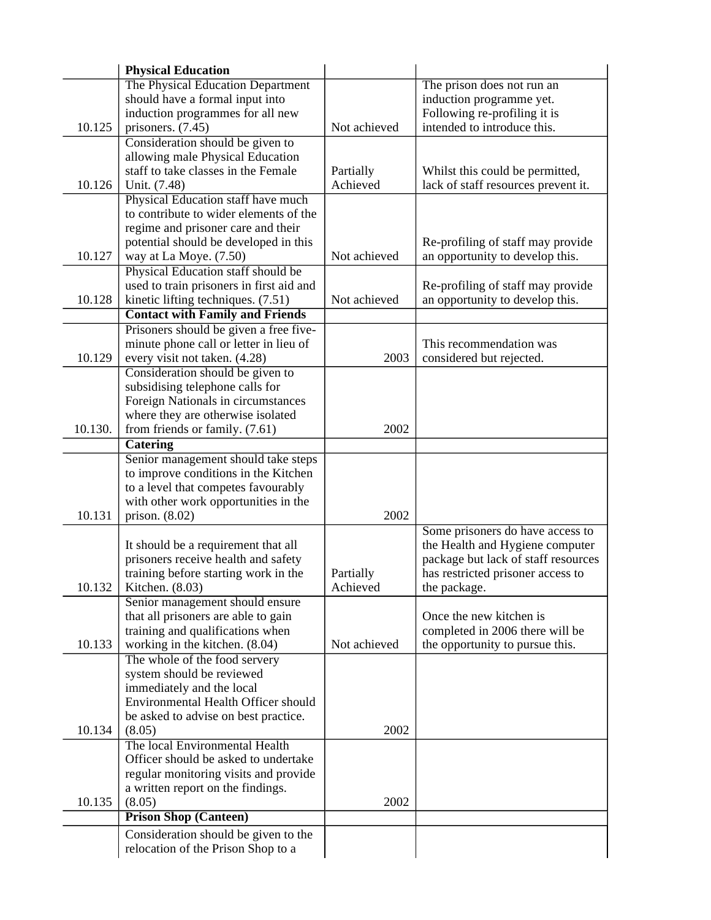| | | | |
|---|---|---|---|
| | **Physical Education** | | |
| 10.125 | The Physical Education Department should have a formal input into induction programmes for all new prisoners. (7.45) | Not achieved | The prison does not run an induction programme yet. Following re-profiling it is intended to introduce this. |
| 10.126 | Consideration should be given to allowing male Physical Education staff to take classes in the Female Unit. (7.48) | Partially Achieved | Whilst this could be permitted, lack of staff resources prevent it. |
| 10.127 | Physical Education staff have much to contribute to wider elements of the regime and prisoner care and their potential should be developed in this way at La Moye. (7.50) | Not achieved | Re-profiling of staff may provide an opportunity to develop this. |
| 10.128 | Physical Education staff should be used to train prisoners in first aid and kinetic lifting techniques. (7.51) | Not achieved | Re-profiling of staff may provide an opportunity to develop this. |
| | **Contact with Family and Friends** | | |
| 10.129 | Prisoners should be given a free five-minute phone call or letter in lieu of every visit not taken. (4.28) | 2003 | This recommendation was considered but rejected. |
| 10.130. | Consideration should be given to subsidising telephone calls for Foreign Nationals in circumstances where they are otherwise isolated from friends or family. (7.61) | 2002 | |
| | **Catering** | | |
| 10.131 | Senior management should take steps to improve conditions in the Kitchen to a level that competes favourably with other work opportunities in the prison. (8.02) | 2002 | |
| 10.132 | It should be a requirement that all prisoners receive health and safety training before starting work in the Kitchen. (8.03) | Partially Achieved | Some prisoners do have access to the Health and Hygiene computer package but lack of staff resources has restricted prisoner access to the package. |
| 10.133 | Senior management should ensure that all prisoners are able to gain training and qualifications when working in the kitchen. (8.04) | Not achieved | Once the new kitchen is completed in 2006 there will be the opportunity to pursue this. |
| 10.134 | The whole of the food servery system should be reviewed immediately and the local Environmental Health Officer should be asked to advise on best practice. (8.05) | 2002 | |
| 10.135 | The local Environmental Health Officer should be asked to undertake regular monitoring visits and provide a written report on the findings. (8.05) | 2002 | |
| | **Prison Shop (Canteen)** | | |
| | Consideration should be given to the relocation of the Prison Shop to a | | |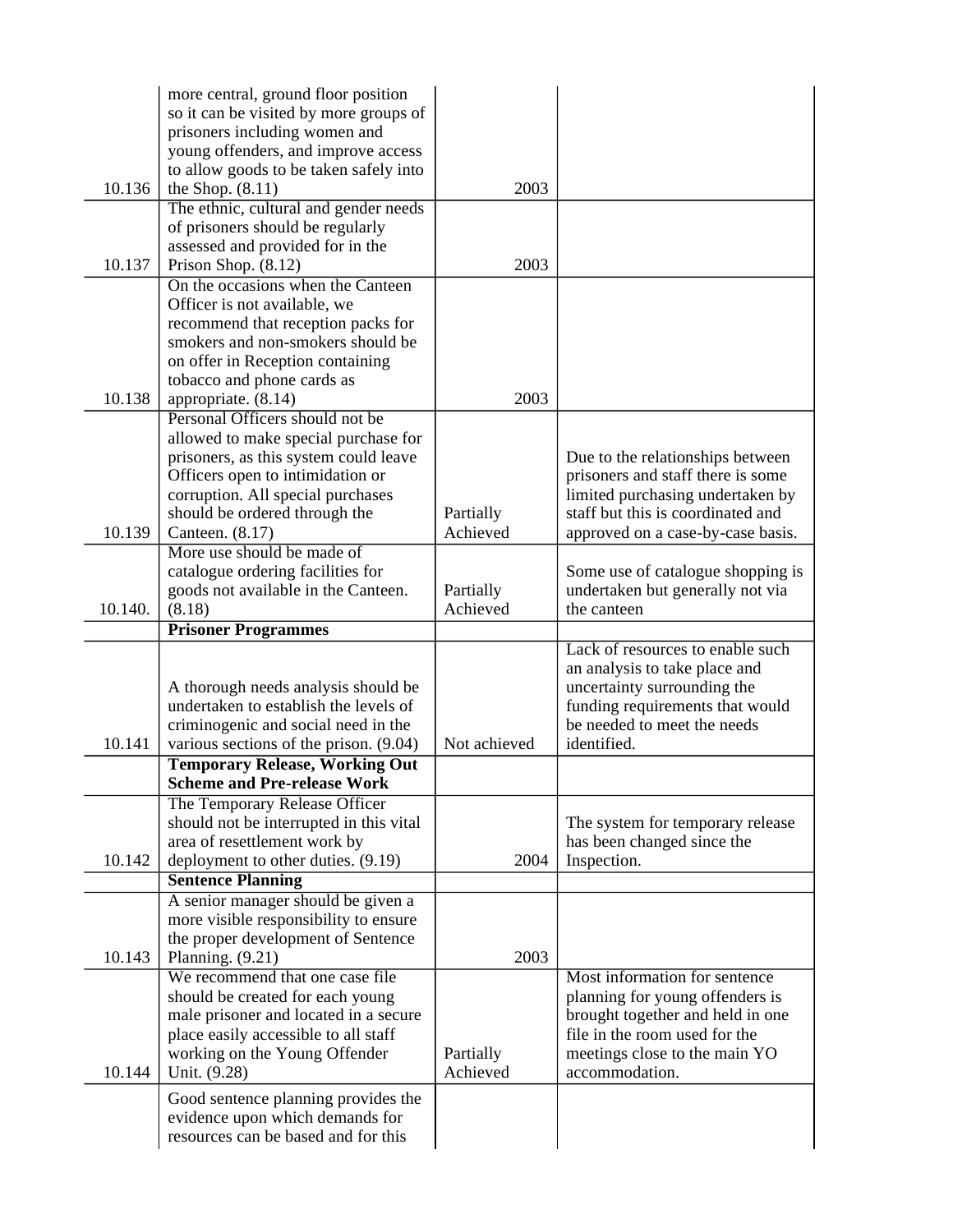| | | | |
|---|---|---|---|
| 10.136 | more central, ground floor position so it can be visited by more groups of prisoners including women and young offenders, and improve access to allow goods to be taken safely into the Shop. (8.11) | 2003 | |
| 10.137 | The ethnic, cultural and gender needs of prisoners should be regularly assessed and provided for in the Prison Shop. (8.12) | 2003 | |
| 10.138 | On the occasions when the Canteen Officer is not available, we recommend that reception packs for smokers and non-smokers should be on offer in Reception containing tobacco and phone cards as appropriate. (8.14) | 2003 | |
| 10.139 | Personal Officers should not be allowed to make special purchase for prisoners, as this system could leave Officers open to intimidation or corruption. All special purchases should be ordered through the Canteen. (8.17) | Partially Achieved | Due to the relationships between prisoners and staff there is some limited purchasing undertaken by staff but this is coordinated and approved on a case-by-case basis. |
| 10.140. | More use should be made of catalogue ordering facilities for goods not available in the Canteen. (8.18) | Partially Achieved | Some use of catalogue shopping is undertaken but generally not via the canteen |
| | **Prisoner Programmes** | | |
| 10.141 | A thorough needs analysis should be undertaken to establish the levels of criminogenic and social need in the various sections of the prison. (9.04) | Not achieved | Lack of resources to enable such an analysis to take place and uncertainty surrounding the funding requirements that would be needed to meet the needs identified. |
| | **Temporary Release, Working Out Scheme and Pre-release Work** | | |
| 10.142 | The Temporary Release Officer should not be interrupted in this vital area of resettlement work by deployment to other duties. (9.19) | 2004 | The system for temporary release has been changed since the Inspection. |
| | **Sentence Planning** | | |
| 10.143 | A senior manager should be given a more visible responsibility to ensure the proper development of Sentence Planning. (9.21) | 2003 | |
| 10.144 | We recommend that one case file should be created for each young male prisoner and located in a secure place easily accessible to all staff working on the Young Offender Unit. (9.28) | Partially Achieved | Most information for sentence planning for young offenders is brought together and held in one file in the room used for the meetings close to the main YO accommodation. |
| | Good sentence planning provides the evidence upon which demands for resources can be based and for this | | |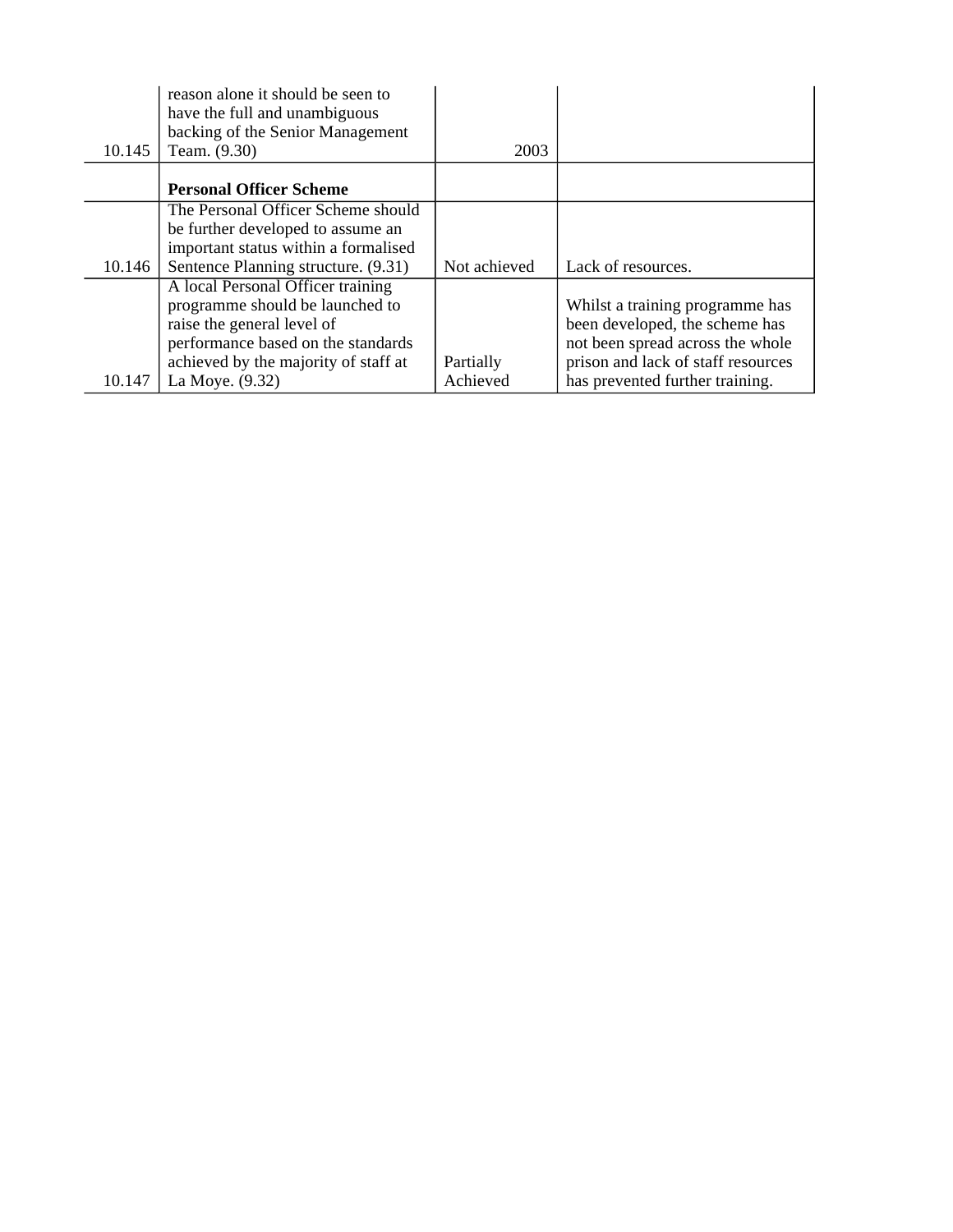| | | | |
|---|---|---|---|
| 10.145 | reason alone it should be seen to have the full and unambiguous backing of the Senior Management Team. (9.30) | 2003 | |
| | **Personal Officer Scheme** | | |
| 10.146 | The Personal Officer Scheme should be further developed to assume an important status within a formalised Sentence Planning structure. (9.31) | Not achieved | Lack of resources. |
| 10.147 | A local Personal Officer training programme should be launched to raise the general level of performance based on the standards achieved by the majority of staff at La Moye. (9.32) | Partially Achieved | Whilst a training programme has been developed, the scheme has not been spread across the whole prison and lack of staff resources has prevented further training. |